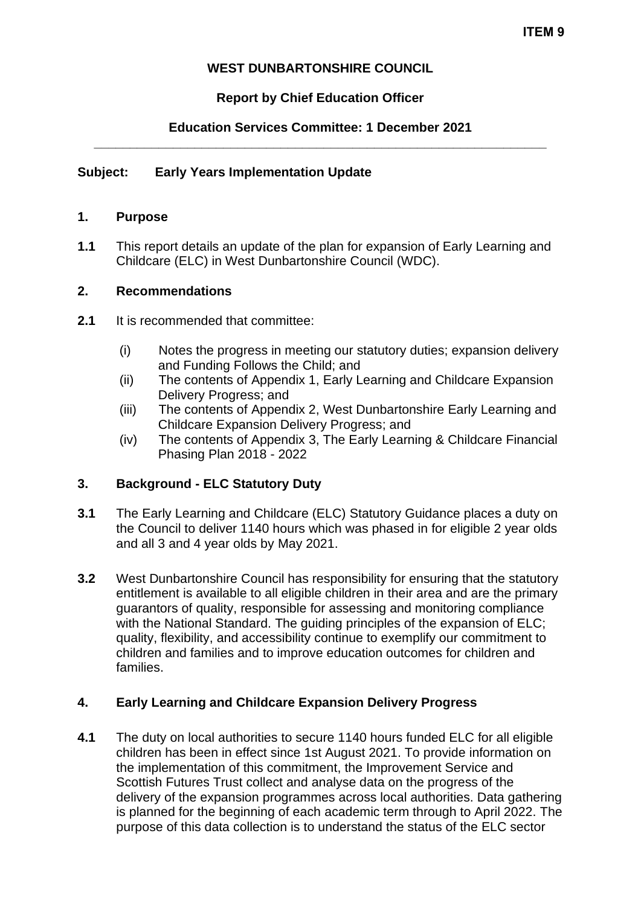**ITEM 9**

**WEST DUNBARTONSHIRE COUNCIL**

**Report by Chief Education Officer**

**Education Services Committee: 1 December 2021**

---

**Subject: Early Years Implementation Update**

## 1. Purpose

**1.1** This report details an update of the plan for expansion of Early Learning and Childcare (ELC) in West Dunbartonshire Council (WDC).

## 2. Recommendations

**2.1** It is recommended that committee:

(i) Notes the progress in meeting our statutory duties; expansion delivery and Funding Follows the Child; and
(ii) The contents of Appendix 1, Early Learning and Childcare Expansion Delivery Progress; and
(iii) The contents of Appendix 2, West Dunbartonshire Early Learning and Childcare Expansion Delivery Progress; and
(iv) The contents of Appendix 3, The Early Learning & Childcare Financial Phasing Plan 2018 - 2022

## 3. Background - ELC Statutory Duty

**3.1** The Early Learning and Childcare (ELC) Statutory Guidance places a duty on the Council to deliver 1140 hours which was phased in for eligible 2 year olds and all 3 and 4 year olds by May 2021.

**3.2** West Dunbartonshire Council has responsibility for ensuring that the statutory entitlement is available to all eligible children in their area and are the primary guarantors of quality, responsible for assessing and monitoring compliance with the National Standard. The guiding principles of the expansion of ELC; quality, flexibility, and accessibility continue to exemplify our commitment to children and families and to improve education outcomes for children and families.

## 4. Early Learning and Childcare Expansion Delivery Progress

**4.1** The duty on local authorities to secure 1140 hours funded ELC for all eligible children has been in effect since 1st August 2021. To provide information on the implementation of this commitment, the Improvement Service and Scottish Futures Trust collect and analyse data on the progress of the delivery of the expansion programmes across local authorities. Data gathering is planned for the beginning of each academic term through to April 2022. The purpose of this data collection is to understand the status of the ELC sector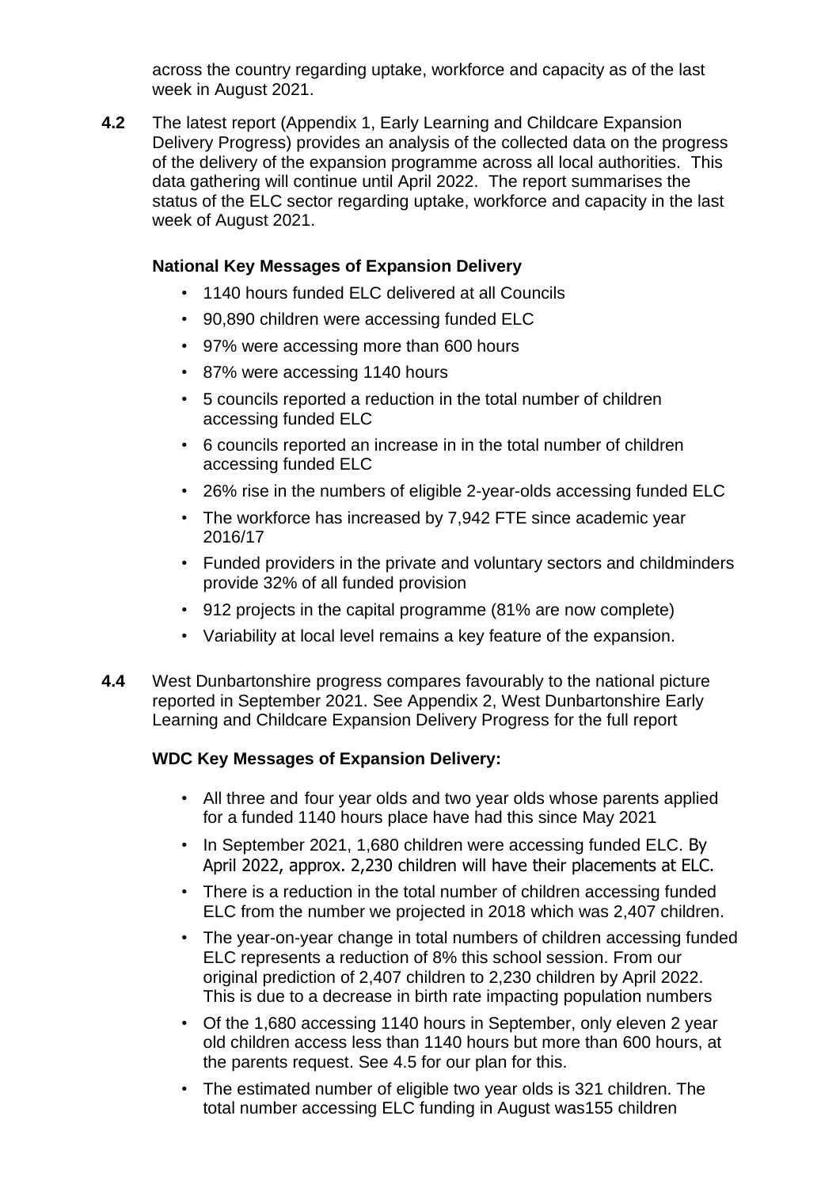across the country regarding uptake, workforce and capacity as of the last week in August 2021.

**4.2** The latest report (Appendix 1, Early Learning and Childcare Expansion Delivery Progress) provides an analysis of the collected data on the progress of the delivery of the expansion programme across all local authorities. This data gathering will continue until April 2022. The report summarises the status of the ELC sector regarding uptake, workforce and capacity in the last week of August 2021.

**National Key Messages of Expansion Delivery**

- 1140 hours funded ELC delivered at all Councils
- 90,890 children were accessing funded ELC
- 97% were accessing more than 600 hours
- 87% were accessing 1140 hours
- 5 councils reported a reduction in the total number of children accessing funded ELC
- 6 councils reported an increase in in the total number of children accessing funded ELC
- 26% rise in the numbers of eligible 2-year-olds accessing funded ELC
- The workforce has increased by 7,942 FTE since academic year 2016/17
- Funded providers in the private and voluntary sectors and childminders provide 32% of all funded provision
- 912 projects in the capital programme (81% are now complete)
- Variability at local level remains a key feature of the expansion.

**4.4** West Dunbartonshire progress compares favourably to the national picture reported in September 2021. See Appendix 2, West Dunbartonshire Early Learning and Childcare Expansion Delivery Progress for the full report

**WDC Key Messages of Expansion Delivery:**

- All three and four year olds and two year olds whose parents applied for a funded 1140 hours place have had this since May 2021
- In September 2021, 1,680 children were accessing funded ELC. By April 2022, approx. 2,230 children will have their placements at ELC.
- There is a reduction in the total number of children accessing funded ELC from the number we projected in 2018 which was 2,407 children.
- The year-on-year change in total numbers of children accessing funded ELC represents a reduction of 8% this school session. From our original prediction of 2,407 children to 2,230 children by April 2022. This is due to a decrease in birth rate impacting population numbers
- Of the 1,680 accessing 1140 hours in September, only eleven 2 year old children access less than 1140 hours but more than 600 hours, at the parents request. See 4.5 for our plan for this.
- The estimated number of eligible two year olds is 321 children. The total number accessing ELC funding in August was155 children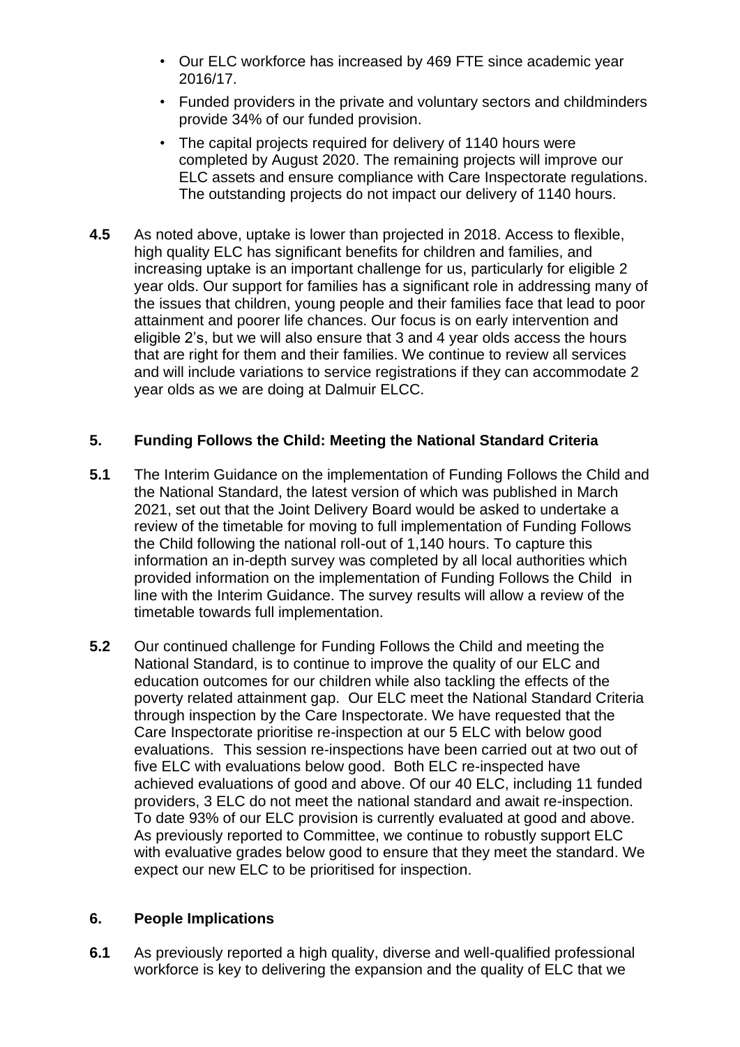- Our ELC workforce has increased by 469 FTE since academic year 2016/17.
- Funded providers in the private and voluntary sectors and childminders provide 34% of our funded provision.
- The capital projects required for delivery of 1140 hours were completed by August 2020. The remaining projects will improve our ELC assets and ensure compliance with Care Inspectorate regulations. The outstanding projects do not impact our delivery of 1140 hours.

**4.5** As noted above, uptake is lower than projected in 2018. Access to flexible, high quality ELC has significant benefits for children and families, and increasing uptake is an important challenge for us, particularly for eligible 2 year olds. Our support for families has a significant role in addressing many of the issues that children, young people and their families face that lead to poor attainment and poorer life chances. Our focus is on early intervention and eligible 2's, but we will also ensure that 3 and 4 year olds access the hours that are right for them and their families. We continue to review all services and will include variations to service registrations if they can accommodate 2 year olds as we are doing at Dalmuir ELCC.

## 5. Funding Follows the Child: Meeting the National Standard Criteria

**5.1** The Interim Guidance on the implementation of Funding Follows the Child and the National Standard, the latest version of which was published in March 2021, set out that the Joint Delivery Board would be asked to undertake a review of the timetable for moving to full implementation of Funding Follows the Child following the national roll-out of 1,140 hours. To capture this information an in-depth survey was completed by all local authorities which provided information on the implementation of Funding Follows the Child in line with the Interim Guidance. The survey results will allow a review of the timetable towards full implementation.

**5.2** Our continued challenge for Funding Follows the Child and meeting the National Standard, is to continue to improve the quality of our ELC and education outcomes for our children while also tackling the effects of the poverty related attainment gap. Our ELC meet the National Standard Criteria through inspection by the Care Inspectorate. We have requested that the Care Inspectorate prioritise re-inspection at our 5 ELC with below good evaluations. This session re-inspections have been carried out at two out of five ELC with evaluations below good. Both ELC re-inspected have achieved evaluations of good and above. Of our 40 ELC, including 11 funded providers, 3 ELC do not meet the national standard and await re-inspection. To date 93% of our ELC provision is currently evaluated at good and above. As previously reported to Committee, we continue to robustly support ELC with evaluative grades below good to ensure that they meet the standard. We expect our new ELC to be prioritised for inspection.

## 6. People Implications

**6.1** As previously reported a high quality, diverse and well-qualified professional workforce is key to delivering the expansion and the quality of ELC that we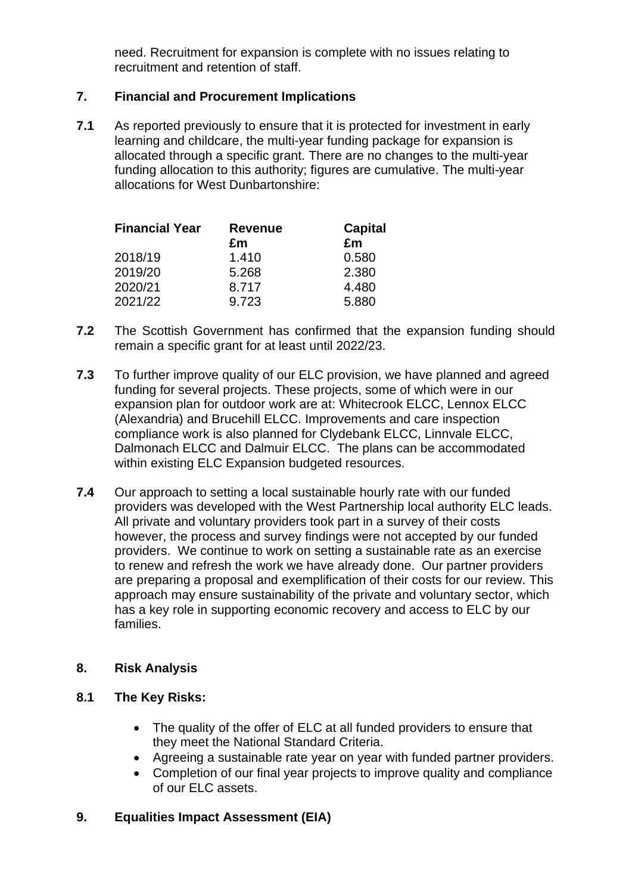need. Recruitment for expansion is complete with no issues relating to recruitment and retention of staff.

## 7. Financial and Procurement Implications

**7.1** As reported previously to ensure that it is protected for investment in early learning and childcare, the multi-year funding package for expansion is allocated through a specific grant. There are no changes to the multi-year funding allocation to this authority; figures are cumulative. The multi-year allocations for West Dunbartonshire:

| Financial Year | Revenue £m | Capital £m |
|---|---|---|
| 2018/19 | 1.410 | 0.580 |
| 2019/20 | 5.268 | 2.380 |
| 2020/21 | 8.717 | 4.480 |
| 2021/22 | 9.723 | 5.880 |

**7.2** The Scottish Government has confirmed that the expansion funding should remain a specific grant for at least until 2022/23.

**7.3** To further improve quality of our ELC provision, we have planned and agreed funding for several projects. These projects, some of which were in our expansion plan for outdoor work are at: Whitecrook ELCC, Lennox ELCC (Alexandria) and Brucehill ELCC. Improvements and care inspection compliance work is also planned for Clydebank ELCC, Linnvale ELCC, Dalmonach ELCC and Dalmuir ELCC. The plans can be accommodated within existing ELC Expansion budgeted resources.

**7.4** Our approach to setting a local sustainable hourly rate with our funded providers was developed with the West Partnership local authority ELC leads. All private and voluntary providers took part in a survey of their costs however, the process and survey findings were not accepted by our funded providers. We continue to work on setting a sustainable rate as an exercise to renew and refresh the work we have already done. Our partner providers are preparing a proposal and exemplification of their costs for our review. This approach may ensure sustainability of the private and voluntary sector, which has a key role in supporting economic recovery and access to ELC by our families.

## 8. Risk Analysis

### 8.1 The Key Risks:

- The quality of the offer of ELC at all funded providers to ensure that they meet the National Standard Criteria.
- Agreeing a sustainable rate year on year with funded partner providers.
- Completion of our final year projects to improve quality and compliance of our ELC assets.

## 9. Equalities Impact Assessment (EIA)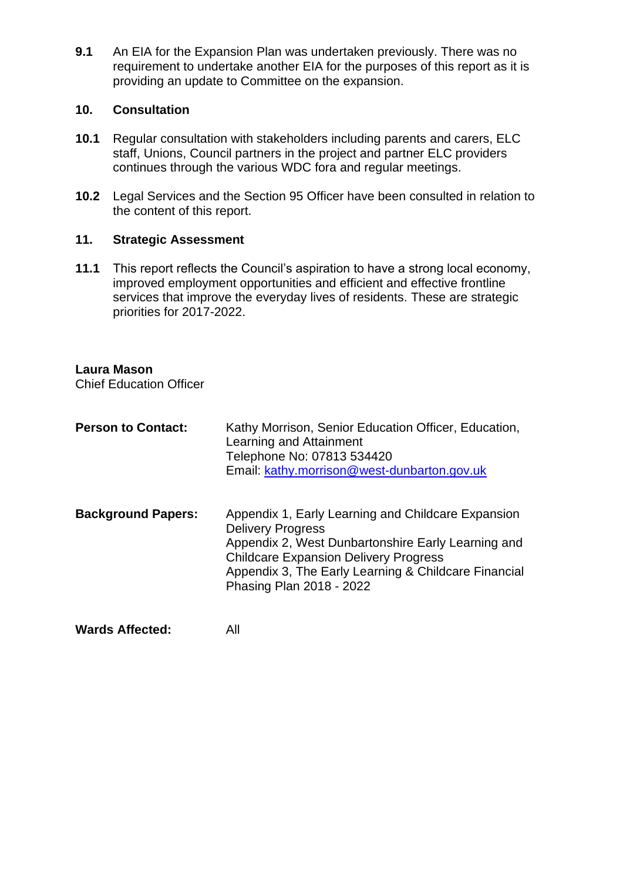**9.1** An EIA for the Expansion Plan was undertaken previously. There was no requirement to undertake another EIA for the purposes of this report as it is providing an update to Committee on the expansion.

## 10. Consultation

**10.1** Regular consultation with stakeholders including parents and carers, ELC staff, Unions, Council partners in the project and partner ELC providers continues through the various WDC fora and regular meetings.

**10.2** Legal Services and the Section 95 Officer have been consulted in relation to the content of this report.

## 11. Strategic Assessment

**11.1** This report reflects the Council's aspiration to have a strong local economy, improved employment opportunities and efficient and effective frontline services that improve the everyday lives of residents. These are strategic priorities for 2017-2022.

**Laura Mason**
Chief Education Officer

**Person to Contact:** Kathy Morrison, Senior Education Officer, Education, Learning and Attainment
Telephone No: 07813 534420
Email: kathy.morrison@west-dunbarton.gov.uk

**Background Papers:** Appendix 1, Early Learning and Childcare Expansion Delivery Progress
Appendix 2, West Dunbartonshire Early Learning and Childcare Expansion Delivery Progress
Appendix 3, The Early Learning & Childcare Financial Phasing Plan 2018 - 2022

**Wards Affected:** All